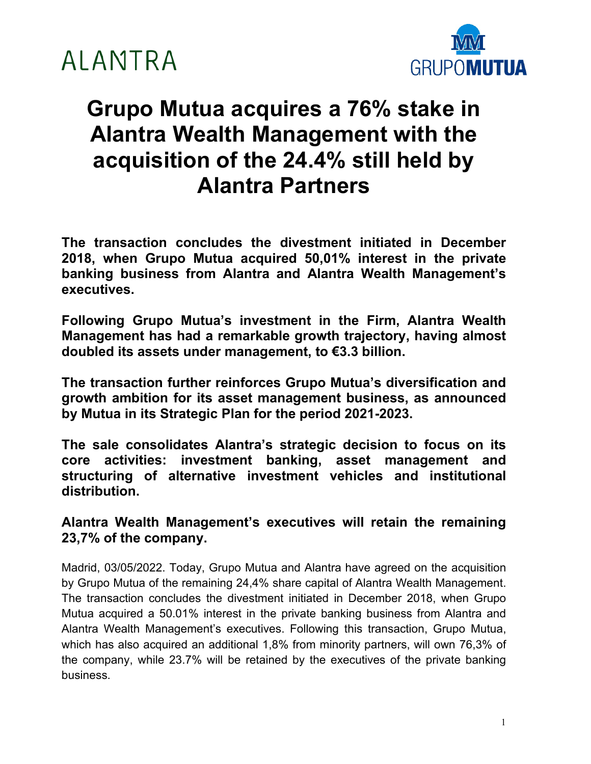ALANTRA

GRUPOMUTUA

# Grupo Mutua acquires a 76% stake in Alantra Wealth Management with the acquisition of the 24.4% still held by Alantra Partners

**The transaction concludes the divestment initiated in December 2018, when Grupo Mutua acquired 50,01% interest in the private banking business from Alantra and Alantra Wealth Management's executives.**

**Following Grupo Mutua's investment in the Firm, Alantra Wealth Management has had a remarkable growth trajectory, having almost doubled its assets under management, to €3.3 billion.**

**The transaction further reinforces Grupo Mutua's diversification and growth ambition for its asset management business, as announced by Mutua in its Strategic Plan for the period 2021-2023.**

**The sale consolidates Alantra's strategic decision to focus on its core activities: investment banking, asset management and structuring of alternative investment vehicles and institutional distribution.**

**Alantra Wealth Management's executives will retain the remaining 23,7% of the company.**

Madrid, 03/05/2022. Today, Grupo Mutua and Alantra have agreed on the acquisition by Grupo Mutua of the remaining 24,4% share capital of Alantra Wealth Management. The transaction concludes the divestment initiated in December 2018, when Grupo Mutua acquired a 50.01% interest in the private banking business from Alantra and Alantra Wealth Management's executives. Following this transaction, Grupo Mutua, which has also acquired an additional 1,8% from minority partners, will own 76,3% of the company, while 23.7% will be retained by the executives of the private banking business.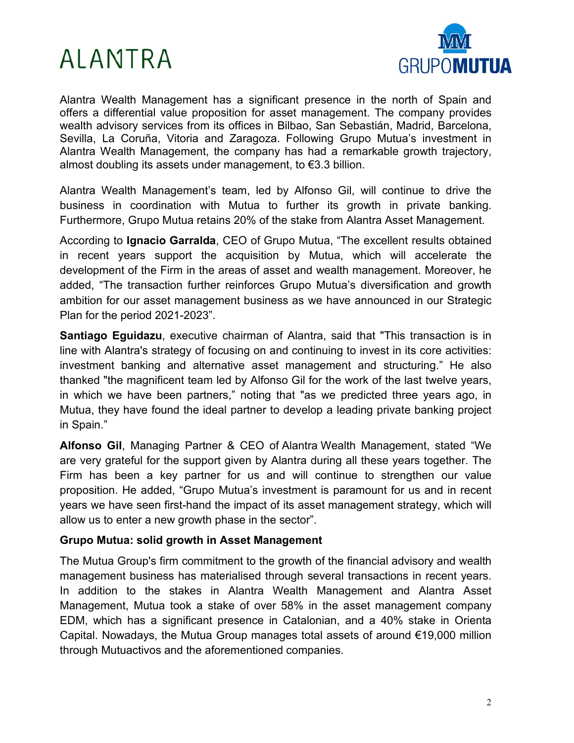Alantra Wealth Management has a significant presence in the north of Spain and offers a differential value proposition for asset management. The company provides wealth advisory services from its offices in Bilbao, San Sebastián, Madrid, Barcelona, Sevilla, La Coruña, Vitoria and Zaragoza. Following Grupo Mutua's investment in Alantra Wealth Management, the company has had a remarkable growth trajectory, almost doubling its assets under management, to €3.3 billion.

Alantra Wealth Management's team, led by Alfonso Gil, will continue to drive the business in coordination with Mutua to further its growth in private banking. Furthermore, Grupo Mutua retains 20% of the stake from Alantra Asset Management.

According to **Ignacio Garralda**, CEO of Grupo Mutua, "The excellent results obtained in recent years support the acquisition by Mutua, which will accelerate the development of the Firm in the areas of asset and wealth management. Moreover, he added, "The transaction further reinforces Grupo Mutua's diversification and growth ambition for our asset management business as we have announced in our Strategic Plan for the period 2021-2023".

**Santiago Eguidazu**, executive chairman of Alantra, said that "This transaction is in line with Alantra's strategy of focusing on and continuing to invest in its core activities: investment banking and alternative asset management and structuring." He also thanked "the magnificent team led by Alfonso Gil for the work of the last twelve years, in which we have been partners," noting that "as we predicted three years ago, in Mutua, they have found the ideal partner to develop a leading private banking project in Spain."

**Alfonso Gil**, Managing Partner & CEO of Alantra Wealth Management, stated "We are very grateful for the support given by Alantra during all these years together. The Firm has been a key partner for us and will continue to strengthen our value proposition. He added, "Grupo Mutua's investment is paramount for us and in recent years we have seen first-hand the impact of its asset management strategy, which will allow us to enter a new growth phase in the sector".

**Grupo Mutua: solid growth in Asset Management**

The Mutua Group's firm commitment to the growth of the financial advisory and wealth management business has materialised through several transactions in recent years. In addition to the stakes in Alantra Wealth Management and Alantra Asset Management, Mutua took a stake of over 58% in the asset management company EDM, which has a significant presence in Catalonian, and a 40% stake in Orienta Capital. Nowadays, the Mutua Group manages total assets of around €19,000 million through Mutuactivos and the aforementioned companies.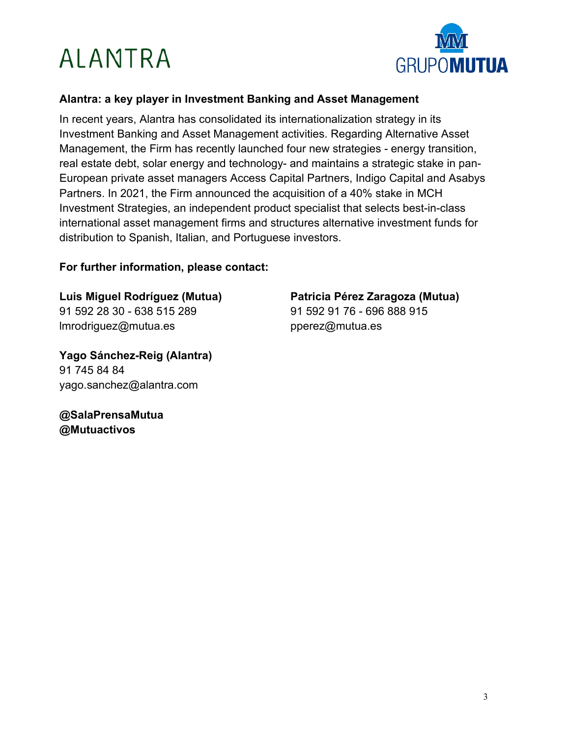**Alantra: a key player in Investment Banking and Asset Management**

In recent years, Alantra has consolidated its internationalization strategy in its Investment Banking and Asset Management activities. Regarding Alternative Asset Management, the Firm has recently launched four new strategies - energy transition, real estate debt, solar energy and technology- and maintains a strategic stake in pan-European private asset managers Access Capital Partners, Indigo Capital and Asabys Partners. In 2021, the Firm announced the acquisition of a 40% stake in MCH Investment Strategies, an independent product specialist that selects best-in-class international asset management firms and structures alternative investment funds for distribution to Spanish, Italian, and Portuguese investors.

**For further information, please contact:**

**Luis Miguel Rodríguez (Mutua)**
91 592 28 30 - 638 515 289
lmrodriguez@mutua.es

**Patricia Pérez Zaragoza (Mutua)**
91 592 91 76 - 696 888 915
pperez@mutua.es

**Yago Sánchez-Reig (Alantra)**
91 745 84 84
yago.sanchez@alantra.com

**@SalaPrensaMutua**
**@Mutuactivos**